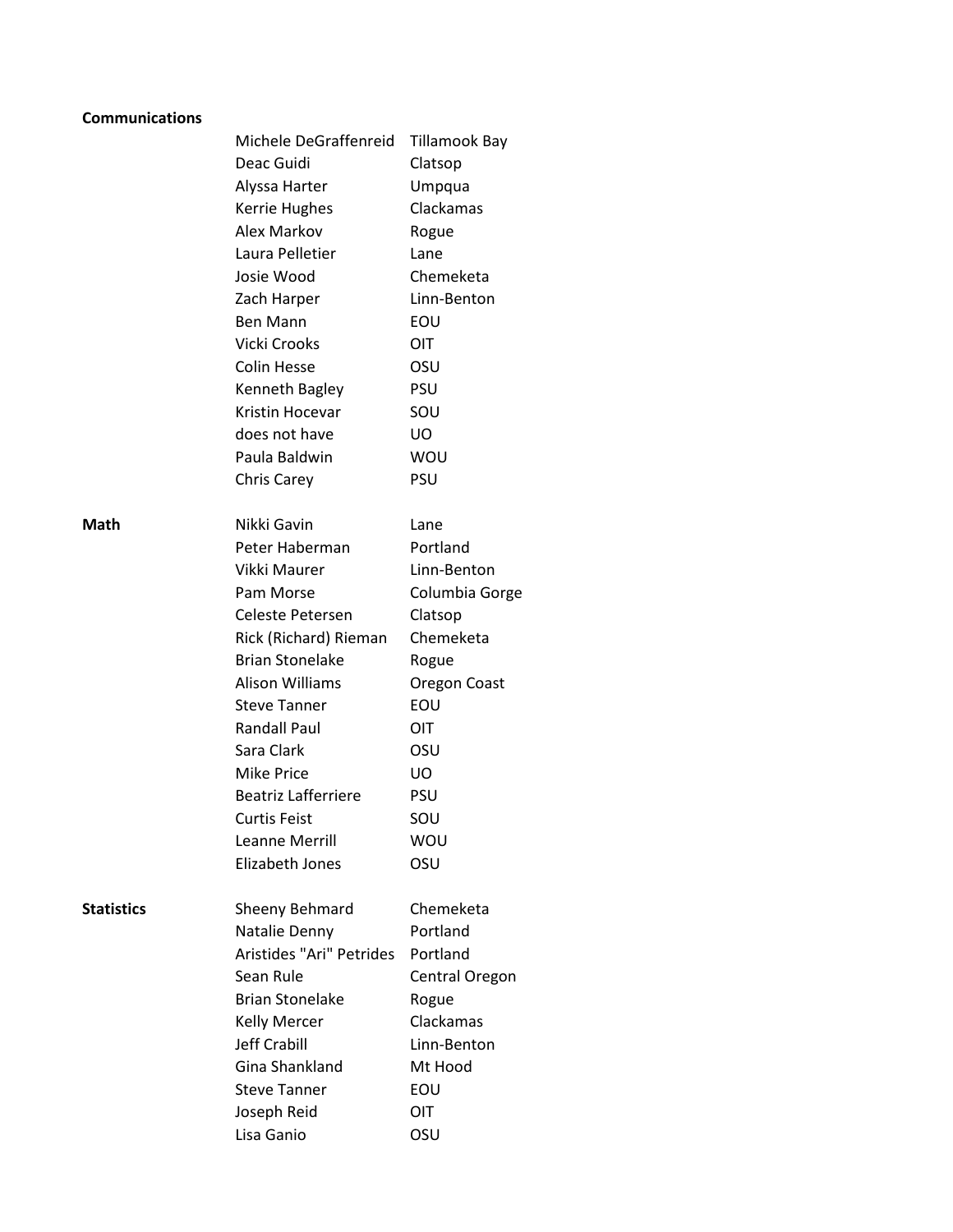| Subject | Name | Institution |
| --- | --- | --- |
| **Communications** | | |
| | Michele DeGraffenreid | Tillamook Bay |
| | Deac Guidi | Clatsop |
| | Alyssa Harter | Umpqua |
| | Kerrie Hughes | Clackamas |
| | Alex Markov | Rogue |
| | Laura Pelletier | Lane |
| | Josie Wood | Chemeketa |
| | Zach Harper | Linn-Benton |
| | Ben Mann | EOU |
| | Vicki Crooks | OIT |
| | Colin Hesse | OSU |
| | Kenneth Bagley | PSU |
| | Kristin Hocevar | SOU |
| | does not have | UO |
| | Paula Baldwin | WOU |
| | Chris Carey | PSU |
| **Math** | Nikki Gavin | Lane |
| | Peter Haberman | Portland |
| | Vikki Maurer | Linn-Benton |
| | Pam Morse | Columbia Gorge |
| | Celeste Petersen | Clatsop |
| | Rick (Richard) Rieman | Chemeketa |
| | Brian Stonelake | Rogue |
| | Alison Williams | Oregon Coast |
| | Steve Tanner | EOU |
| | Randall Paul | OIT |
| | Sara Clark | OSU |
| | Mike Price | UO |
| | Beatriz Lafferriere | PSU |
| | Curtis Feist | SOU |
| | Leanne Merrill | WOU |
| | Elizabeth Jones | OSU |
| **Statistics** | Sheeny Behmard | Chemeketa |
| | Natalie Denny | Portland |
| | Aristides "Ari" Petrides | Portland |
| | Sean Rule | Central Oregon |
| | Brian Stonelake | Rogue |
| | Kelly Mercer | Clackamas |
| | Jeff Crabill | Linn-Benton |
| | Gina Shankland | Mt Hood |
| | Steve Tanner | EOU |
| | Joseph Reid | OIT |
| | Lisa Ganio | OSU |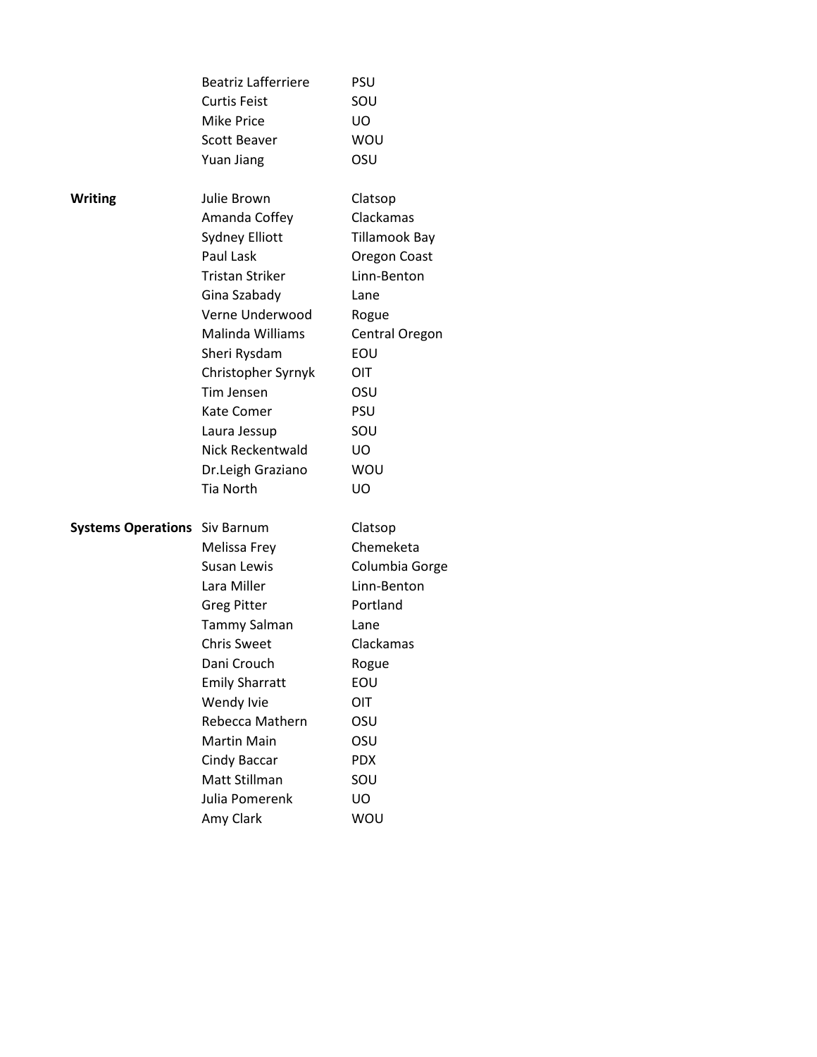| | | |
|---|---|---|
| | Beatriz Lafferriere | PSU |
| | Curtis Feist | SOU |
| | Mike Price | UO |
| | Scott Beaver | WOU |
| | Yuan Jiang | OSU |
| **Writing** | Julie Brown | Clatsop |
| | Amanda Coffey | Clackamas |
| | Sydney Elliott | Tillamook Bay |
| | Paul Lask | Oregon Coast |
| | Tristan Striker | Linn-Benton |
| | Gina Szabady | Lane |
| | Verne Underwood | Rogue |
| | Malinda Williams | Central Oregon |
| | Sheri Rysdam | EOU |
| | Christopher Syrnyk | OIT |
| | Tim Jensen | OSU |
| | Kate Comer | PSU |
| | Laura Jessup | SOU |
| | Nick Reckentwald | UO |
| | Dr.Leigh Graziano | WOU |
| | Tia North | UO |
| **Systems Operations** | Siv Barnum | Clatsop |
| | Melissa Frey | Chemeketa |
| | Susan Lewis | Columbia Gorge |
| | Lara Miller | Linn-Benton |
| | Greg Pitter | Portland |
| | Tammy Salman | Lane |
| | Chris Sweet | Clackamas |
| | Dani Crouch | Rogue |
| | Emily Sharratt | EOU |
| | Wendy Ivie | OIT |
| | Rebecca Mathern | OSU |
| | Martin Main | OSU |
| | Cindy Baccar | PDX |
| | Matt Stillman | SOU |
| | Julia Pomerenk | UO |
| | Amy Clark | WOU |